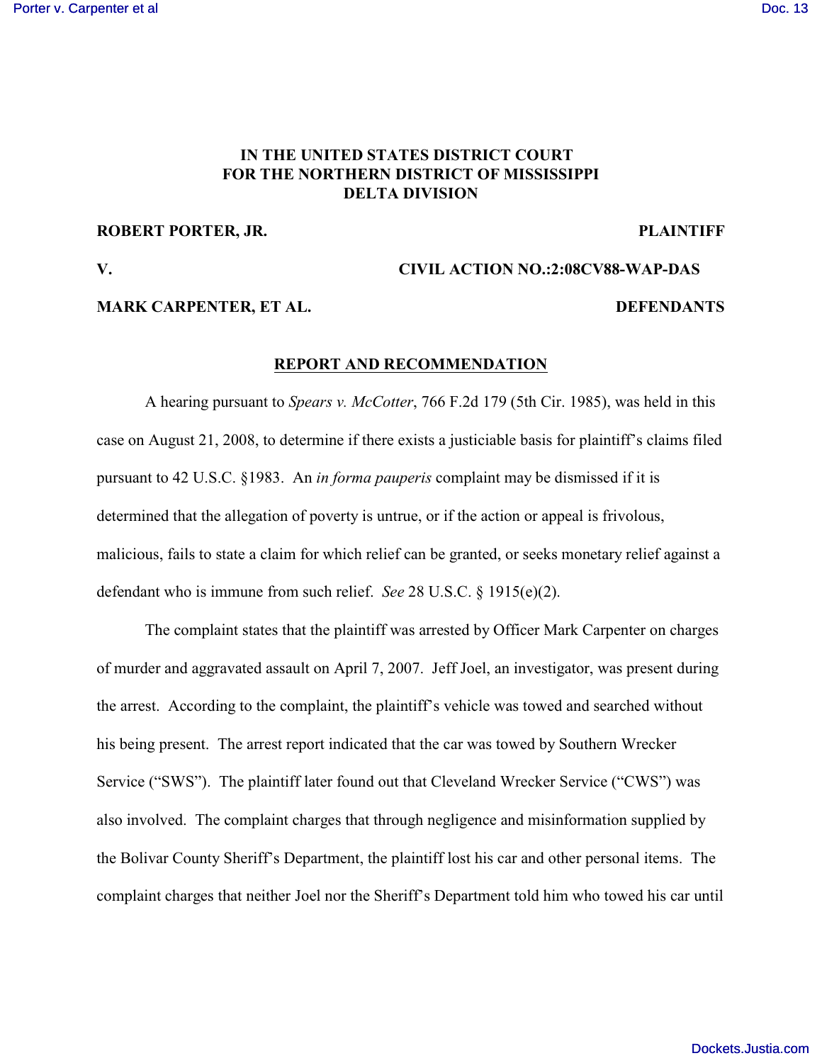**IN THE UNITED STATES DISTRICT COURT**
**FOR THE NORTHERN DISTRICT OF MISSISSIPPI**
**DELTA DIVISION**

**ROBERT PORTER, JR.** **PLAINTIFF**

**V.** **CIVIL ACTION NO.:2:08CV88-WAP-DAS**

**MARK CARPENTER, ET AL.** **DEFENDANTS**

**REPORT AND RECOMMENDATION**

A hearing pursuant to *Spears v. McCotter*, 766 F.2d 179 (5th Cir. 1985), was held in this case on August 21, 2008, to determine if there exists a justiciable basis for plaintiff's claims filed pursuant to 42 U.S.C. §1983. An *in forma pauperis* complaint may be dismissed if it is determined that the allegation of poverty is untrue, or if the action or appeal is frivolous, malicious, fails to state a claim for which relief can be granted, or seeks monetary relief against a defendant who is immune from such relief. *See* 28 U.S.C. § 1915(e)(2).

The complaint states that the plaintiff was arrested by Officer Mark Carpenter on charges of murder and aggravated assault on April 7, 2007. Jeff Joel, an investigator, was present during the arrest. According to the complaint, the plaintiff's vehicle was towed and searched without his being present. The arrest report indicated that the car was towed by Southern Wrecker Service ("SWS"). The plaintiff later found out that Cleveland Wrecker Service ("CWS") was also involved. The complaint charges that through negligence and misinformation supplied by the Bolivar County Sheriff's Department, the plaintiff lost his car and other personal items. The complaint charges that neither Joel nor the Sheriff's Department told him who towed his car until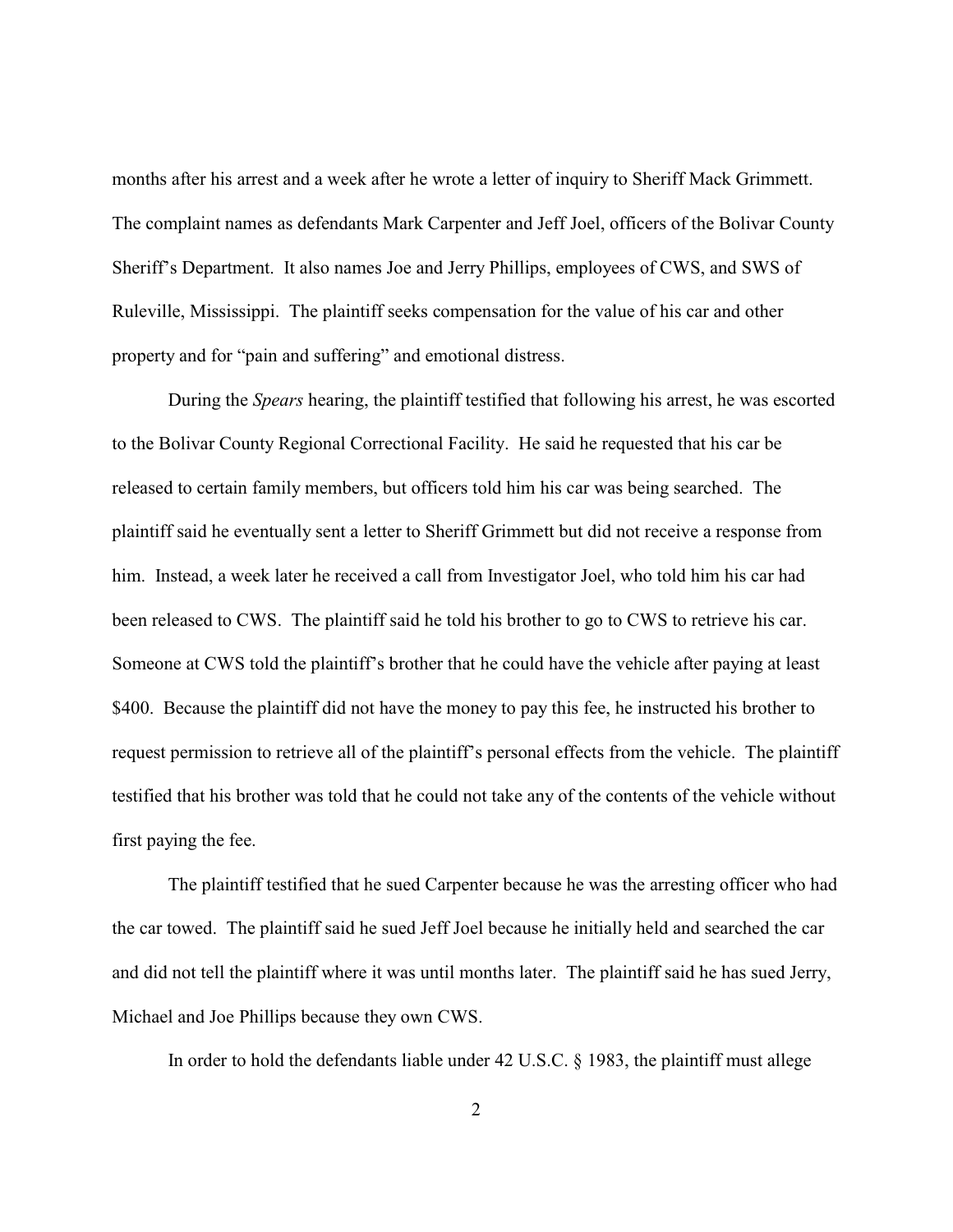months after his arrest and a week after he wrote a letter of inquiry to Sheriff Mack Grimmett. The complaint names as defendants Mark Carpenter and Jeff Joel, officers of the Bolivar County Sheriff's Department. It also names Joe and Jerry Phillips, employees of CWS, and SWS of Ruleville, Mississippi. The plaintiff seeks compensation for the value of his car and other property and for "pain and suffering" and emotional distress.

During the *Spears* hearing, the plaintiff testified that following his arrest, he was escorted to the Bolivar County Regional Correctional Facility. He said he requested that his car be released to certain family members, but officers told him his car was being searched. The plaintiff said he eventually sent a letter to Sheriff Grimmett but did not receive a response from him. Instead, a week later he received a call from Investigator Joel, who told him his car had been released to CWS. The plaintiff said he told his brother to go to CWS to retrieve his car. Someone at CWS told the plaintiff's brother that he could have the vehicle after paying at least $400. Because the plaintiff did not have the money to pay this fee, he instructed his brother to request permission to retrieve all of the plaintiff's personal effects from the vehicle. The plaintiff testified that his brother was told that he could not take any of the contents of the vehicle without first paying the fee.

The plaintiff testified that he sued Carpenter because he was the arresting officer who had the car towed. The plaintiff said he sued Jeff Joel because he initially held and searched the car and did not tell the plaintiff where it was until months later. The plaintiff said he has sued Jerry, Michael and Joe Phillips because they own CWS.

In order to hold the defendants liable under 42 U.S.C. § 1983, the plaintiff must allege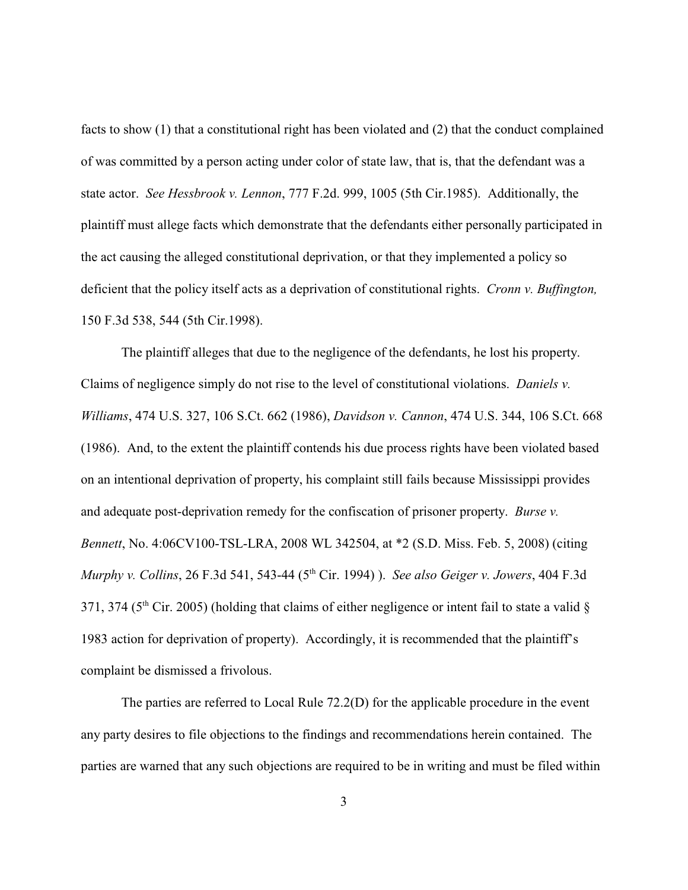facts to show (1) that a constitutional right has been violated and (2) that the conduct complained of was committed by a person acting under color of state law, that is, that the defendant was a state actor. *See Hessbrook v. Lennon*, 777 F.2d. 999, 1005 (5th Cir.1985). Additionally, the plaintiff must allege facts which demonstrate that the defendants either personally participated in the act causing the alleged constitutional deprivation, or that they implemented a policy so deficient that the policy itself acts as a deprivation of constitutional rights. *Cronn v. Buffington,* 150 F.3d 538, 544 (5th Cir.1998).

The plaintiff alleges that due to the negligence of the defendants, he lost his property. Claims of negligence simply do not rise to the level of constitutional violations. *Daniels v. Williams*, 474 U.S. 327, 106 S.Ct. 662 (1986), *Davidson v. Cannon*, 474 U.S. 344, 106 S.Ct. 668 (1986). And, to the extent the plaintiff contends his due process rights have been violated based on an intentional deprivation of property, his complaint still fails because Mississippi provides and adequate post-deprivation remedy for the confiscation of prisoner property. *Burse v. Bennett*, No. 4:06CV100-TSL-LRA, 2008 WL 342504, at *2 (S.D. Miss. Feb. 5, 2008) (citing *Murphy v. Collins*, 26 F.3d 541, 543-44 (5th Cir. 1994) ). *See also Geiger v. Jowers*, 404 F.3d 371, 374 (5th Cir. 2005) (holding that claims of either negligence or intent fail to state a valid § 1983 action for deprivation of property). Accordingly, it is recommended that the plaintiff's complaint be dismissed a frivolous.

The parties are referred to Local Rule 72.2(D) for the applicable procedure in the event any party desires to file objections to the findings and recommendations herein contained. The parties are warned that any such objections are required to be in writing and must be filed within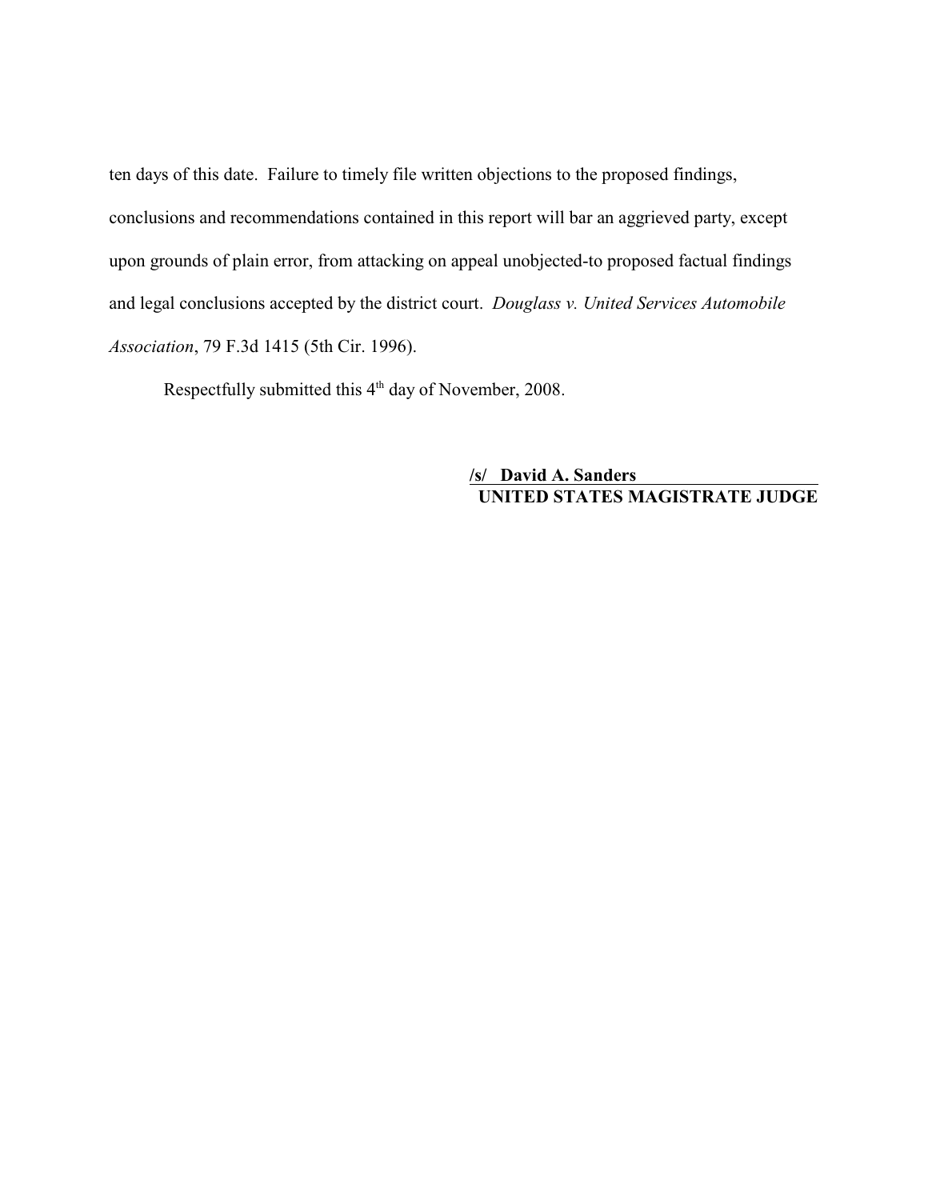ten days of this date. Failure to timely file written objections to the proposed findings, conclusions and recommendations contained in this report will bar an aggrieved party, except upon grounds of plain error, from attacking on appeal unobjected-to proposed factual findings and legal conclusions accepted by the district court. *Douglass v. United Services Automobile Association*, 79 F.3d 1415 (5th Cir. 1996).

Respectfully submitted this 4th day of November, 2008.

**/s/ David A. Sanders**
**UNITED STATES MAGISTRATE JUDGE**